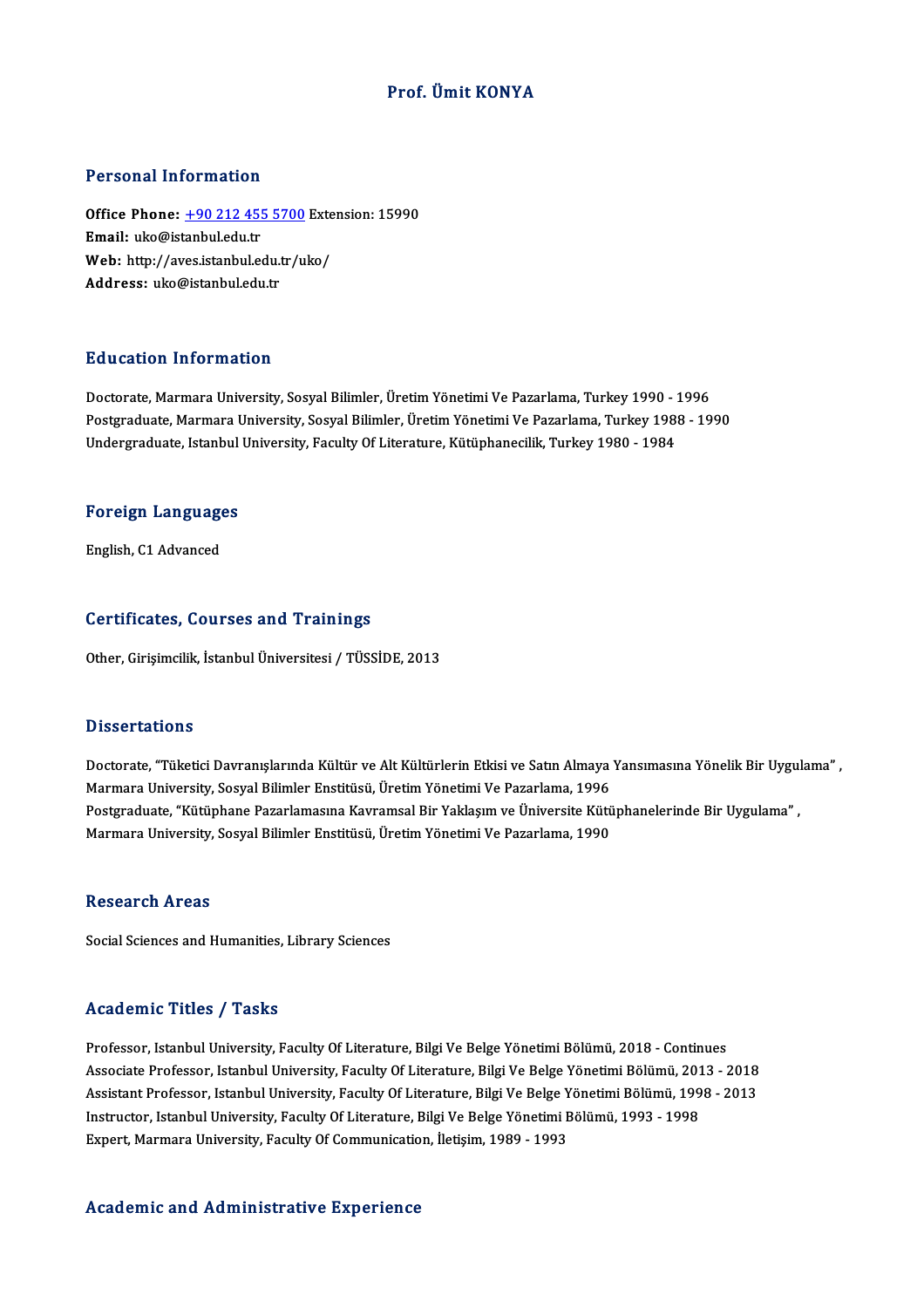# Prof. Ümit KONYA

## Personal Information

**Office Phone:** +90 212 455 5700 Extension: 15990
**Email:** uko@istanbul.edu.tr
**Web:** http://aves.istanbul.edu.tr/uko/
**Address:** uko@istanbul.edu.tr

## Education Information

Doctorate, Marmara University, Sosyal Bilimler, Üretim Yönetimi Ve Pazarlama, Turkey 1990 - 1996
Postgraduate, Marmara University, Sosyal Bilimler, Üretim Yönetimi Ve Pazarlama, Turkey 1988 - 1990
Undergraduate, Istanbul University, Faculty Of Literature, Kütüphanecilik, Turkey 1980 - 1984

## Foreign Languages

English, C1 Advanced

## Certificates, Courses and Trainings

Other, Girişimcilik, İstanbul Üniversitesi / TÜSSİDE, 2013

## Dissertations

Doctorate, "Tüketici Davranışlarında Kültür ve Alt Kültürlerin Etkisi ve Satın Almaya Yansımasına Yönelik Bir Uygulama" , Marmara University, Sosyal Bilimler Enstitüsü, Üretim Yönetimi Ve Pazarlama, 1996
Postgraduate, "Kütüphane Pazarlamasına Kavramsal Bir Yaklaşım ve Üniversite Kütüphanelerinde Bir Uygulama" , Marmara University, Sosyal Bilimler Enstitüsü, Üretim Yönetimi Ve Pazarlama, 1990

## Research Areas

Social Sciences and Humanities, Library Sciences

## Academic Titles / Tasks

Professor, Istanbul University, Faculty Of Literature, Bilgi Ve Belge Yönetimi Bölümü, 2018 - Continues
Associate Professor, Istanbul University, Faculty Of Literature, Bilgi Ve Belge Yönetimi Bölümü, 2013 - 2018
Assistant Professor, Istanbul University, Faculty Of Literature, Bilgi Ve Belge Yönetimi Bölümü, 1998 - 2013
Instructor, Istanbul University, Faculty Of Literature, Bilgi Ve Belge Yönetimi Bölümü, 1993 - 1998
Expert, Marmara University, Faculty Of Communication, İletişim, 1989 - 1993

## Academic and Administrative Experience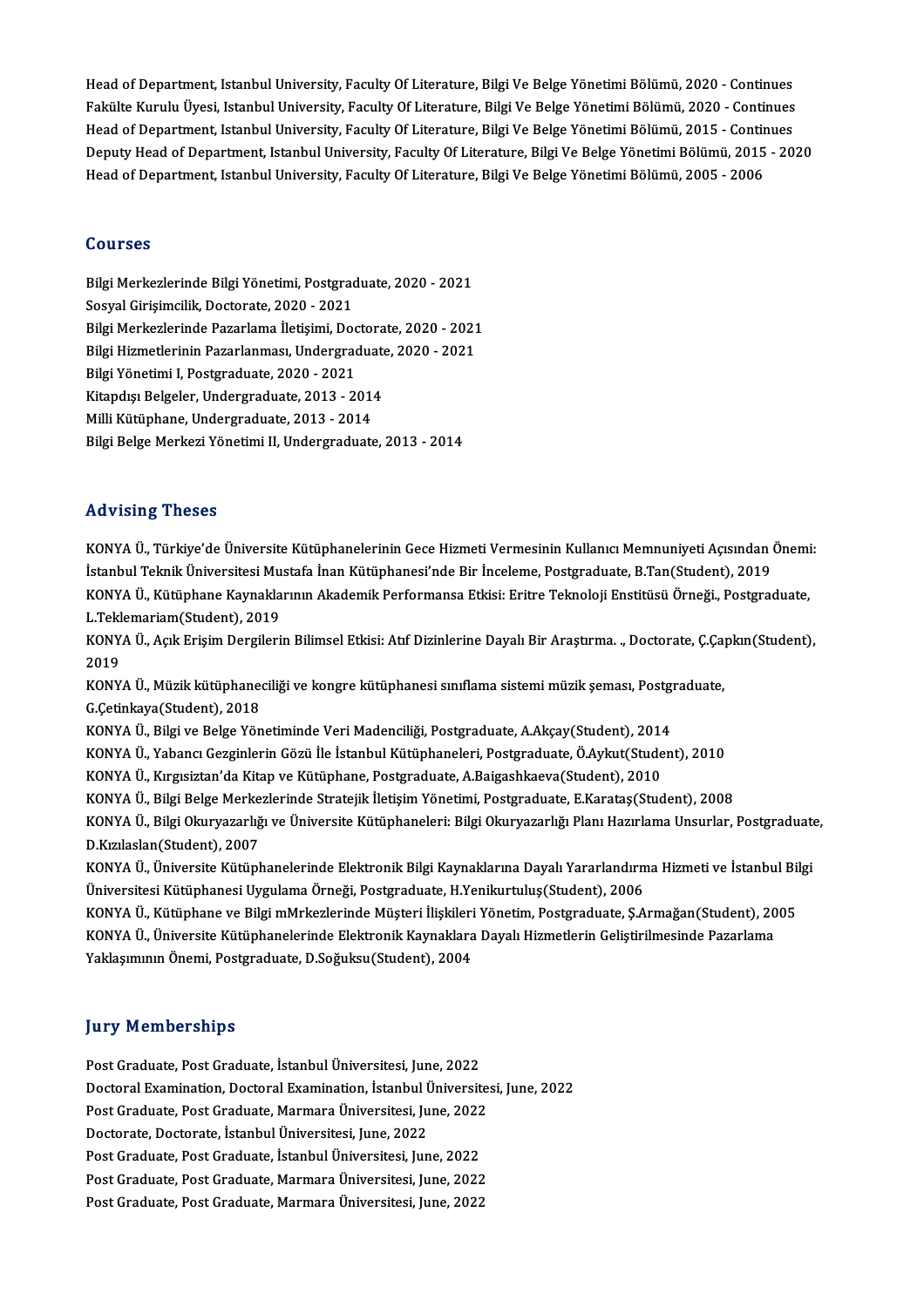Head of Department, Istanbul University, Faculty Of Literature, Bilgi Ve Belge Yönetimi Bölümü, 2020 - Continues
Fakülte Kurulu Üyesi, Istanbul University, Faculty Of Literature, Bilgi Ve Belge Yönetimi Bölümü, 2020 - Continues
Head of Department, Istanbul University, Faculty Of Literature, Bilgi Ve Belge Yönetimi Bölümü, 2015 - Continues
Deputy Head of Department, Istanbul University, Faculty Of Literature, Bilgi Ve Belge Yönetimi Bölümü, 2015 - 2020
Head of Department, Istanbul University, Faculty Of Literature, Bilgi Ve Belge Yönetimi Bölümü, 2005 - 2006

## Courses

Bilgi Merkezlerinde Bilgi Yönetimi, Postgraduate, 2020 - 2021
Sosyal Girişimcilik, Doctorate, 2020 - 2021
Bilgi Merkezlerinde Pazarlama İletişimi, Doctorate, 2020 - 2021
Bilgi Hizmetlerinin Pazarlanması, Undergraduate, 2020 - 2021
Bilgi Yönetimi I, Postgraduate, 2020 - 2021
Kitapdışı Belgeler, Undergraduate, 2013 - 2014
Milli Kütüphane, Undergraduate, 2013 - 2014
Bilgi Belge Merkezi Yönetimi II, Undergraduate, 2013 - 2014

## Advising Theses

KONYA Ü., Türkiye'de Üniversite Kütüphanelerinin Gece Hizmeti Vermesinin Kullanıcı Memnuniyeti Açısından Önemi: İstanbul Teknik Üniversitesi Mustafa İnan Kütüphanesi'nde Bir İnceleme, Postgraduate, B.Tan(Student), 2019
KONYA Ü., Kütüphane Kaynaklarının Akademik Performansa Etkisi: Eritre Teknoloji Enstitüsü Örneği., Postgraduate, L.Teklemariam(Student), 2019
KONYA Ü., Açık Erişim Dergilerin Bilimsel Etkisi: Atıf Dizinlerine Dayalı Bir Araştırma. ., Doctorate, Ç.Çapkın(Student), 2019
KONYA Ü., Müzik kütüphaneciliği ve kongre kütüphanesi sınıflama sistemi müzik şeması, Postgraduate, G.Çetinkaya(Student), 2018
KONYA Ü., Bilgi ve Belge Yönetiminde Veri Madenciliği, Postgraduate, A.Akçay(Student), 2014
KONYA Ü., Yabancı Gezginlerin Gözü İle İstanbul Kütüphaneleri, Postgraduate, Ö.Aykut(Student), 2010
KONYA Ü., Kırgısiztan'da Kitap ve Kütüphane, Postgraduate, A.Baigashkaeva(Student), 2010
KONYA Ü., Bilgi Belge Merkezlerinde Stratejik İletişim Yönetimi, Postgraduate, E.Karataş(Student), 2008
KONYA Ü., Bilgi Okuryazarlığı ve Üniversite Kütüphaneleri: Bilgi Okuryazarlığı Planı Hazırlama Unsurlar, Postgraduate, D.Kızılaslan(Student), 2007
KONYA Ü., Üniversite Kütüphanelerinde Elektronik Bilgi Kaynaklarına Dayalı Yararlandırma Hizmeti ve İstanbul Bilgi Üniversitesi Kütüphanesi Uygulama Örneği, Postgraduate, H.Yenikurtuluş(Student), 2006
KONYA Ü., Kütüphane ve Bilgi mMrkezlerinde Müşteri İlişkileri Yönetim, Postgraduate, Ş.Armağan(Student), 2005
KONYA Ü., Üniversite Kütüphanelerinde Elektronik Kaynaklara Dayalı Hizmetlerin Geliştirilmesinde Pazarlama Yaklaşımının Önemi, Postgraduate, D.Soğuksu(Student), 2004

## Jury Memberships

Post Graduate, Post Graduate, İstanbul Üniversitesi, June, 2022
Doctoral Examination, Doctoral Examination, İstanbul Üniversitesi, June, 2022
Post Graduate, Post Graduate, Marmara Üniversitesi, June, 2022
Doctorate, Doctorate, İstanbul Üniversitesi, June, 2022
Post Graduate, Post Graduate, İstanbul Üniversitesi, June, 2022
Post Graduate, Post Graduate, Marmara Üniversitesi, June, 2022
Post Graduate, Post Graduate, Marmara Üniversitesi, June, 2022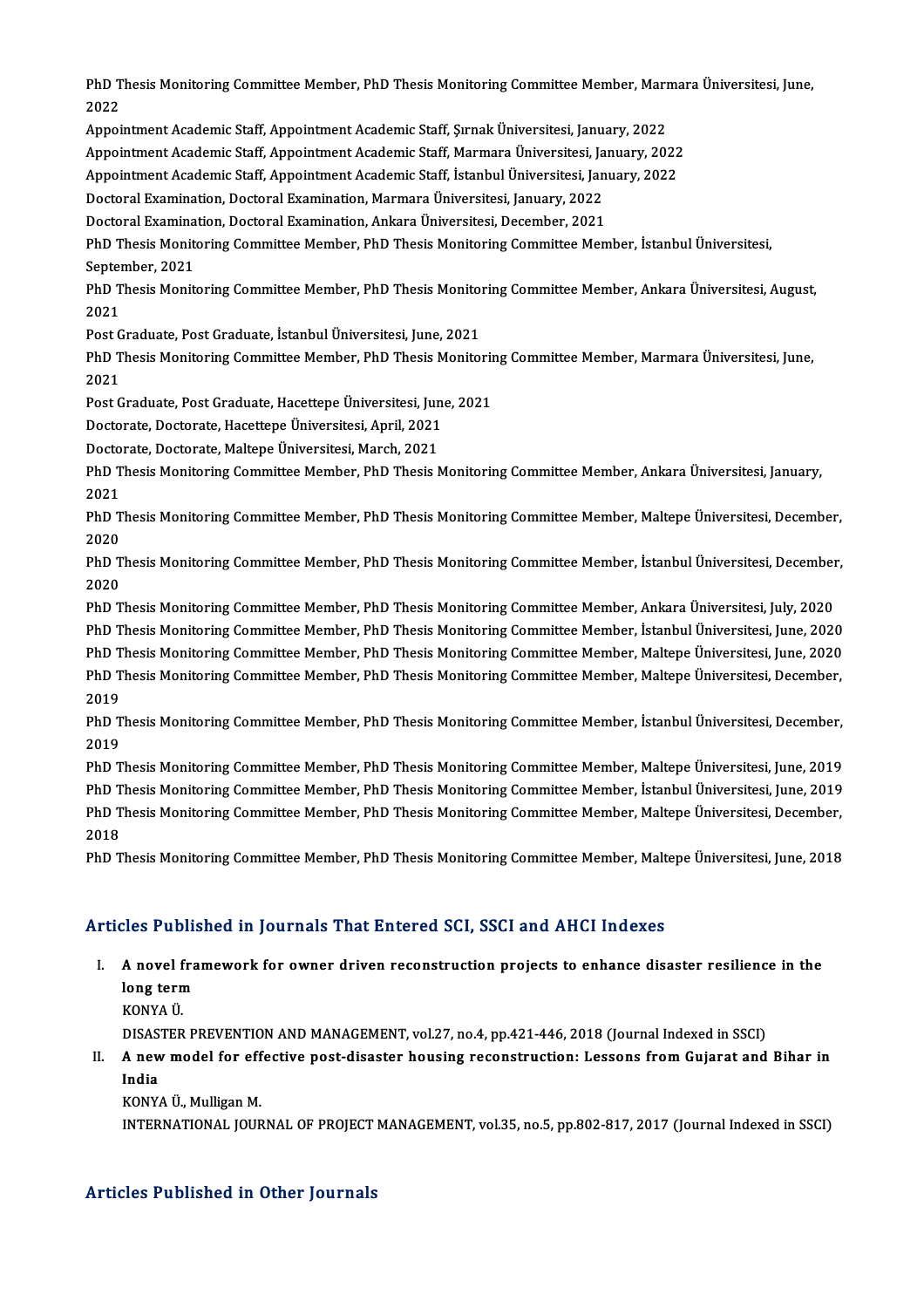PhD Thesis Monitoring Committee Member, PhD Thesis Monitoring Committee Member, Marmara Üniversitesi, June, 2022

Appointment Academic Staff, Appointment Academic Staff, Şırnak Üniversitesi, January, 2022

Appointment Academic Staff, Appointment Academic Staff, Marmara Üniversitesi, January, 2022

Appointment Academic Staff, Appointment Academic Staff, İstanbul Üniversitesi, January, 2022

Doctoral Examination, Doctoral Examination, Marmara Üniversitesi, January, 2022

Doctoral Examination, Doctoral Examination, Ankara Üniversitesi, December, 2021

PhD Thesis Monitoring Committee Member, PhD Thesis Monitoring Committee Member, İstanbul Üniversitesi, September, 2021

PhD Thesis Monitoring Committee Member, PhD Thesis Monitoring Committee Member, Ankara Üniversitesi, August, 2021

Post Graduate, Post Graduate, İstanbul Üniversitesi, June, 2021

PhD Thesis Monitoring Committee Member, PhD Thesis Monitoring Committee Member, Marmara Üniversitesi, June, 2021

Post Graduate, Post Graduate, Hacettepe Üniversitesi, June, 2021

Doctorate, Doctorate, Hacettepe Üniversitesi, April, 2021

Doctorate, Doctorate, Maltepe Üniversitesi, March, 2021

PhD Thesis Monitoring Committee Member, PhD Thesis Monitoring Committee Member, Ankara Üniversitesi, January, 2021

PhD Thesis Monitoring Committee Member, PhD Thesis Monitoring Committee Member, Maltepe Üniversitesi, December, 2020

PhD Thesis Monitoring Committee Member, PhD Thesis Monitoring Committee Member, İstanbul Üniversitesi, December, 2020

PhD Thesis Monitoring Committee Member, PhD Thesis Monitoring Committee Member, Ankara Üniversitesi, July, 2020

PhD Thesis Monitoring Committee Member, PhD Thesis Monitoring Committee Member, İstanbul Üniversitesi, June, 2020

PhD Thesis Monitoring Committee Member, PhD Thesis Monitoring Committee Member, Maltepe Üniversitesi, June, 2020

PhD Thesis Monitoring Committee Member, PhD Thesis Monitoring Committee Member, Maltepe Üniversitesi, December, 2019

PhD Thesis Monitoring Committee Member, PhD Thesis Monitoring Committee Member, İstanbul Üniversitesi, December, 2019

PhD Thesis Monitoring Committee Member, PhD Thesis Monitoring Committee Member, Maltepe Üniversitesi, June, 2019

PhD Thesis Monitoring Committee Member, PhD Thesis Monitoring Committee Member, İstanbul Üniversitesi, June, 2019

PhD Thesis Monitoring Committee Member, PhD Thesis Monitoring Committee Member, Maltepe Üniversitesi, December, 2018

PhD Thesis Monitoring Committee Member, PhD Thesis Monitoring Committee Member, Maltepe Üniversitesi, June, 2018

## Articles Published in Journals That Entered SCI, SSCI and AHCI Indexes

I. **A novel framework for owner driven reconstruction projects to enhance disaster resilience in the long term**
   KONYA Ü.
   DISASTER PREVENTION AND MANAGEMENT, vol.27, no.4, pp.421-446, 2018 (Journal Indexed in SSCI)

II. **A new model for effective post-disaster housing reconstruction: Lessons from Gujarat and Bihar in India**
   KONYA Ü., Mulligan M.
   INTERNATIONAL JOURNAL OF PROJECT MANAGEMENT, vol.35, no.5, pp.802-817, 2017 (Journal Indexed in SSCI)

## Articles Published in Other Journals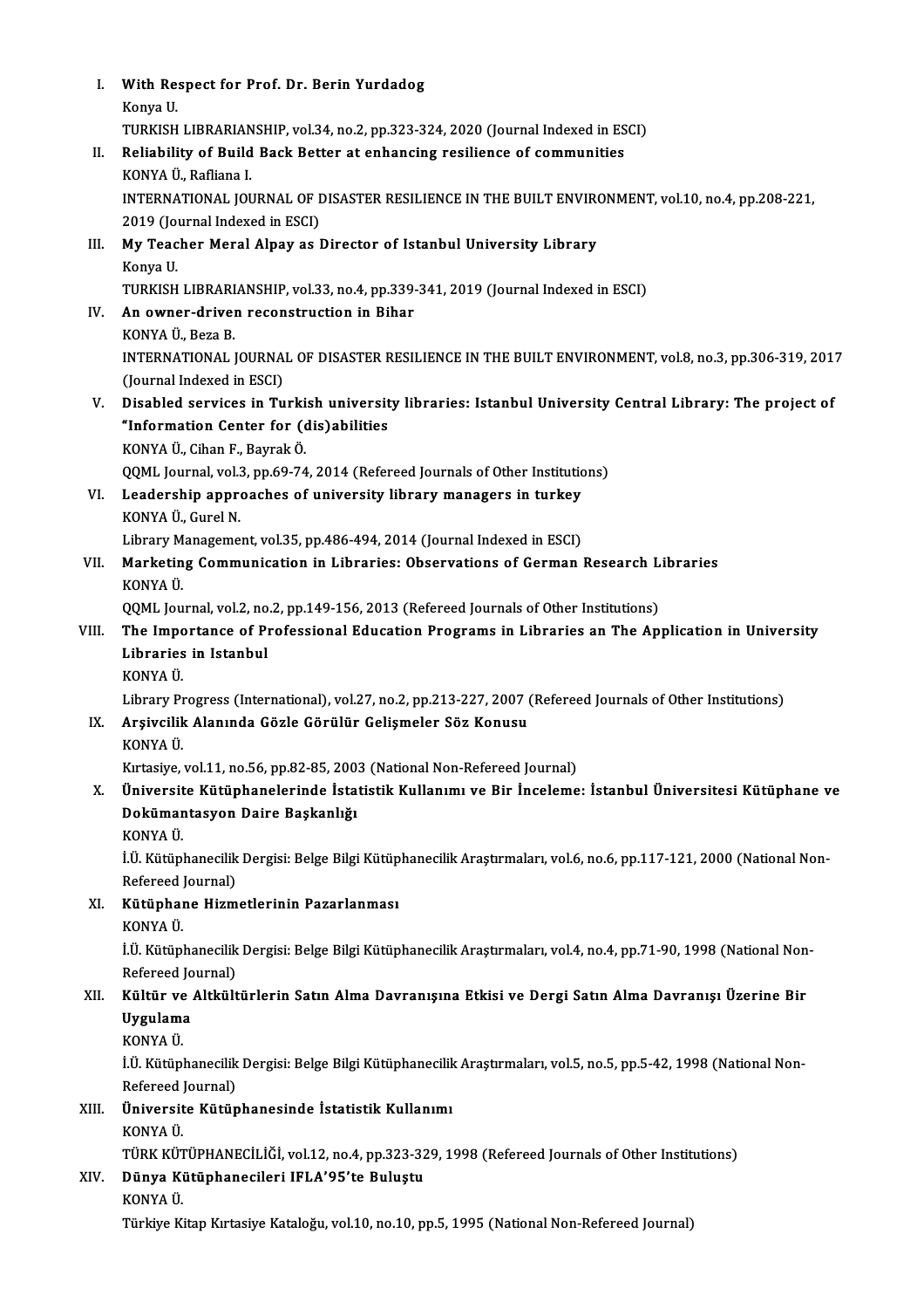I. **With Respect for Prof. Dr. Berin Yurdadog**
   Konya U.
   TURKISH LIBRARIANSHIP, vol.34, no.2, pp.323-324, 2020 (Journal Indexed in ESCI)

II. **Reliability of Build Back Better at enhancing resilience of communities**
   KONYA Ü., Rafliana I.
   INTERNATIONAL JOURNAL OF DISASTER RESILIENCE IN THE BUILT ENVIRONMENT, vol.10, no.4, pp.208-221, 2019 (Journal Indexed in ESCI)

III. **My Teacher Meral Alpay as Director of Istanbul University Library**
   Konya U.
   TURKISH LIBRARIANSHIP, vol.33, no.4, pp.339-341, 2019 (Journal Indexed in ESCI)

IV. **An owner-driven reconstruction in Bihar**
   KONYA Ü., Beza B.
   INTERNATIONAL JOURNAL OF DISASTER RESILIENCE IN THE BUILT ENVIRONMENT, vol.8, no.3, pp.306-319, 2017 (Journal Indexed in ESCI)

V. **Disabled services in Turkish university libraries: Istanbul University Central Library: The project of "Information Center for (dis)abilities**
   KONYA Ü., Cihan F., Bayrak Ö.
   QQML Journal, vol.3, pp.69-74, 2014 (Refereed Journals of Other Institutions)

VI. **Leadership approaches of university library managers in turkey**
   KONYA Ü., Gurel N.
   Library Management, vol.35, pp.486-494, 2014 (Journal Indexed in ESCI)

VII. **Marketing Communication in Libraries: Observations of German Research Libraries**
   KONYA Ü.
   QQML Journal, vol.2, no.2, pp.149-156, 2013 (Refereed Journals of Other Institutions)

VIII. **The Importance of Professional Education Programs in Libraries an The Application in University Libraries in Istanbul**
   KONYA Ü.
   Library Progress (International), vol.27, no.2, pp.213-227, 2007 (Refereed Journals of Other Institutions)

IX. **Arşivcilik Alanında Gözle Görülür Gelişmeler Söz Konusu**
   KONYA Ü.
   Kırtasiye, vol.11, no.56, pp.82-85, 2003 (National Non-Refereed Journal)

X. **Üniversite Kütüphanelerinde İstatistik Kullanımı ve Bir İnceleme: İstanbul Üniversitesi Kütüphane ve Dokümantasyon Daire Başkanlığı**
   KONYA Ü.
   İ.Ü. Kütüphanecilik Dergisi: Belge Bilgi Kütüphanecilik Araştırmaları, vol.6, no.6, pp.117-121, 2000 (National Non-Refereed Journal)

XI. **Kütüphane Hizmetlerinin Pazarlanması**
   KONYA Ü.
   İ.Ü. Kütüphanecilik Dergisi: Belge Bilgi Kütüphanecilik Araştırmaları, vol.4, no.4, pp.71-90, 1998 (National Non-Refereed Journal)

XII. **Kültür ve Altkültürlerin Satın Alma Davranışına Etkisi ve Dergi Satın Alma Davranışı Üzerine Bir Uygulama**
   KONYA Ü.
   İ.Ü. Kütüphanecilik Dergisi: Belge Bilgi Kütüphanecilik Araştırmaları, vol.5, no.5, pp.5-42, 1998 (National Non-Refereed Journal)

XIII. **Üniversite Kütüphanesinde İstatistik Kullanımı**
   KONYA Ü.
   TÜRK KÜTÜPHANECİLİĞİ, vol.12, no.4, pp.323-329, 1998 (Refereed Journals of Other Institutions)

XIV. **Dünya Kütüphanecileri IFLA'95'te Buluştu**
   KONYA Ü.
   Türkiye Kitap Kırtasiye Kataloğu, vol.10, no.10, pp.5, 1995 (National Non-Refereed Journal)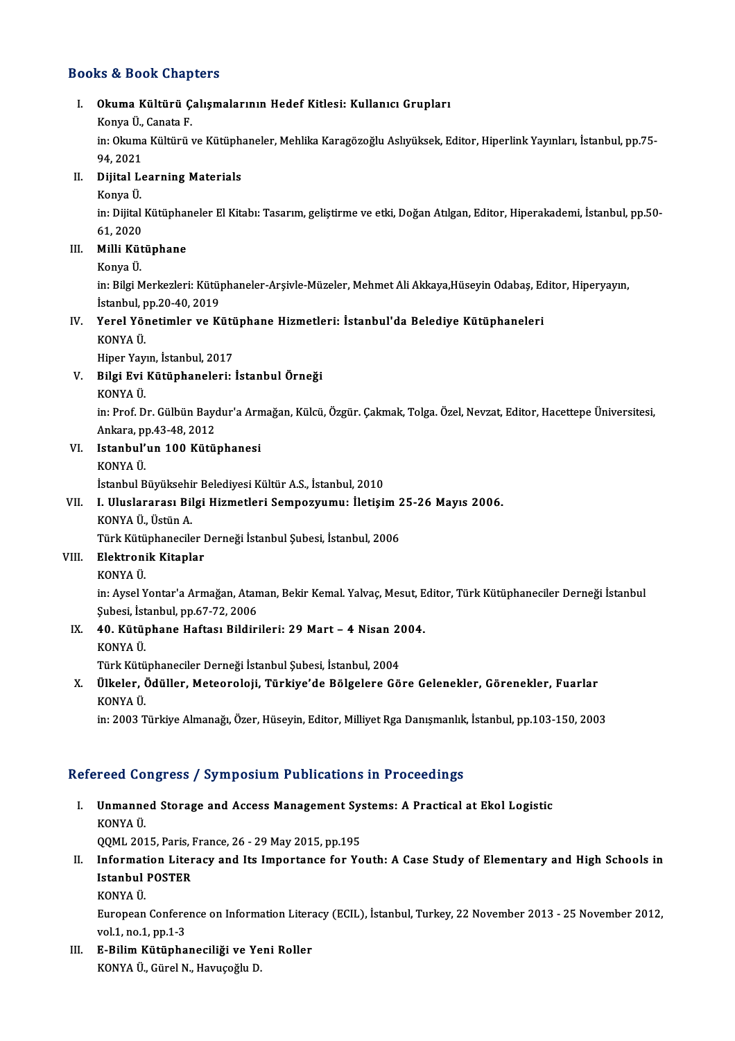## Books & Book Chapters

I. **Okuma Kültürü Çalışmalarının Hedef Kitlesi: Kullanıcı Grupları**
   Konya Ü., Canata F.
   in: Okuma Kültürü ve Kütüphaneler, Mehlika Karagözoğlu Aslıyüksek, Editor, Hiperlink Yayınları, İstanbul, pp.75-94, 2021

II. **Dijital Learning Materials**
   Konya Ü.
   in: Dijital Kütüphaneler El Kitabı: Tasarım, geliştirme ve etki, Doğan Atılgan, Editor, Hiperakademi, İstanbul, pp.50-61, 2020

III. **Milli Kütüphane**
   Konya Ü.
   in: Bilgi Merkezleri: Kütüphaneler-Arşivle-Müzeler, Mehmet Ali Akkaya,Hüseyin Odabaş, Editor, Hiperyayın, İstanbul, pp.20-40, 2019

IV. **Yerel Yönetimler ve Kütüphane Hizmetleri: İstanbul'da Belediye Kütüphaneleri**
   KONYA Ü.
   Hiper Yayın, İstanbul, 2017

V. **Bilgi Evi Kütüphaneleri: İstanbul Örneği**
   KONYA Ü.
   in: Prof. Dr. Gülbün Baydur'a Armağan, Külcü, Özgür. Çakmak, Tolga. Özel, Nevzat, Editor, Hacettepe Üniversitesi, Ankara, pp.43-48, 2012

VI. **Istanbul'un 100 Kütüphanesi**
   KONYA Ü.
   İstanbul Büyükşehir Belediyesi Kültür A.S., İstanbul, 2010

VII. **I. Uluslararası Bilgi Hizmetleri Sempozyumu: İletişim 25-26 Mayıs 2006.**
   KONYA Ü., Üstün A.
   Türk Kütüphaneciler Derneği İstanbul Şubesi, İstanbul, 2006

VIII. **Elektronik Kitaplar**
   KONYA Ü.
   in: Aysel Yontar'a Armağan, Ataman, Bekir Kemal. Yalvaç, Mesut, Editor, Türk Kütüphaneciler Derneği İstanbul Şubesi, İstanbul, pp.67-72, 2006

IX. **40. Kütüphane Haftası Bildirileri: 29 Mart – 4 Nisan 2004.**
   KONYA Ü.
   Türk Kütüphaneciler Derneği İstanbul Şubesi, İstanbul, 2004

X. **Ülkeler, Ödüller, Meteoroloji, Türkiye'de Bölgelere Göre Gelenekler, Görenekler, Fuarlar**
   KONYA Ü.
   in: 2003 Türkiye Almanağı, Özer, Hüseyin, Editor, Milliyet Rga Danışmanlık, İstanbul, pp.103-150, 2003

## Refereed Congress / Symposium Publications in Proceedings

I. **Unmanned Storage and Access Management Systems: A Practical at Ekol Logistic**
   KONYA Ü.
   QQML 2015, Paris, France, 26 - 29 May 2015, pp.195

II. **Information Literacy and Its Importance for Youth: A Case Study of Elementary and High Schools in Istanbul POSTER**
   KONYA Ü.
   European Conference on Information Literacy (ECIL), İstanbul, Turkey, 22 November 2013 - 25 November 2012, vol.1, no.1, pp.1-3

III. **E-Bilim Kütüphaneciliği ve Yeni Roller**
   KONYA Ü., Gürel N., Havuçoğlu D.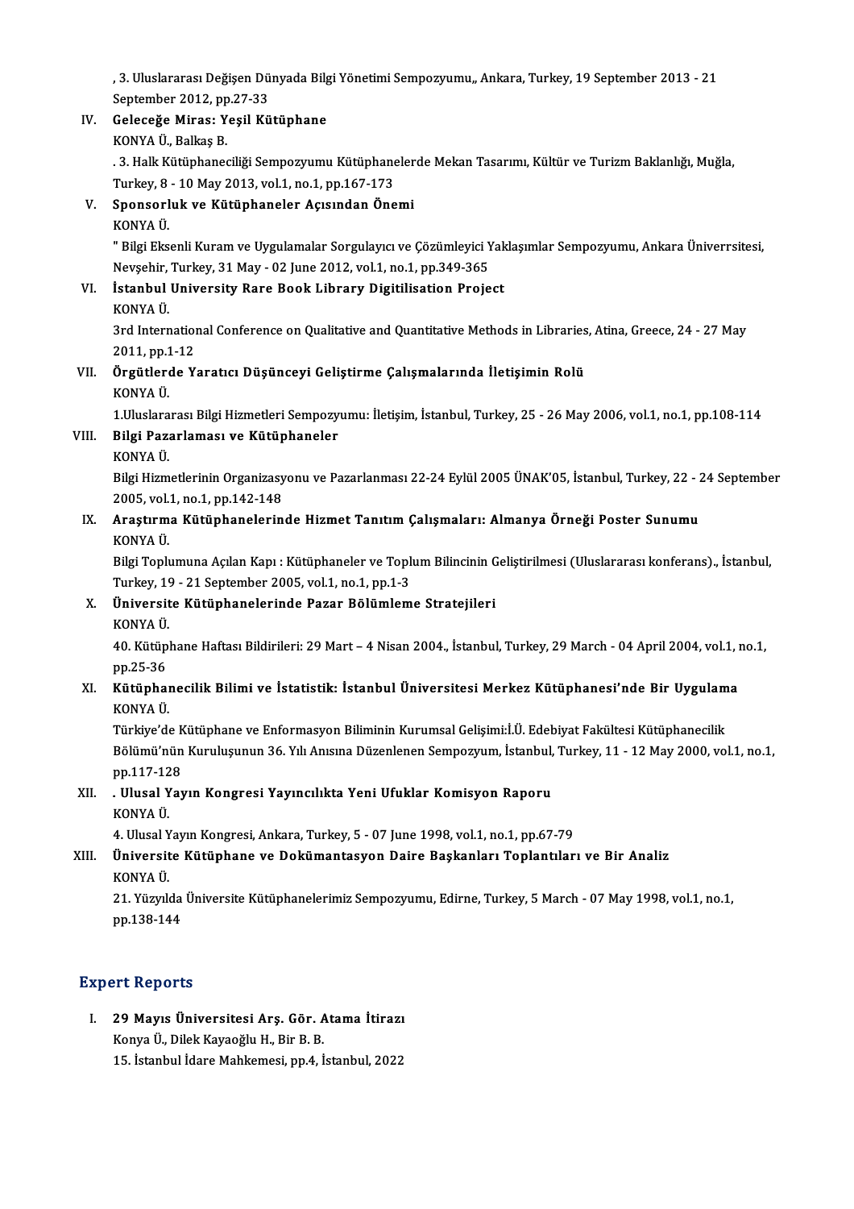, 3. Uluslararası Değişen Dünyada Bilgi Yönetimi Sempozyumu,, Ankara, Turkey, 19 September 2013 - 21 September 2012, pp.27-33

IV. **Geleceğe Miras: Yeşil Kütüphane**
KONYA Ü., Balkaş B.
. 3. Halk Kütüphaneciliği Sempozyumu Kütüphanelerde Mekan Tasarımı, Kültür ve Turizm Baklanlığı, Muğla, Turkey, 8 - 10 May 2013, vol.1, no.1, pp.167-173

V. **Sponsorluk ve Kütüphaneler Açısından Önemi**
KONYA Ü.
" Bilgi Eksenli Kuram ve Uygulamalar Sorgulayıcı ve Çözümleyici Yaklaşımlar Sempozyumu, Ankara Üniverrsitesi, Nevşehir, Turkey, 31 May - 02 June 2012, vol.1, no.1, pp.349-365

VI. **İstanbul University Rare Book Library Digitilisation Project**
KONYA Ü.
3rd International Conference on Qualitative and Quantitative Methods in Libraries, Atina, Greece, 24 - 27 May 2011, pp.1-12

VII. **Örgütlerde Yaratıcı Düşünceyi Geliştirme Çalışmalarında İletişimin Rolü**
KONYA Ü.
1.Uluslararası Bilgi Hizmetleri Sempozyumu: İletişim, İstanbul, Turkey, 25 - 26 May 2006, vol.1, no.1, pp.108-114

VIII. **Bilgi Pazarlaması ve Kütüphaneler**
KONYA Ü.
Bilgi Hizmetlerinin Organizasyonu ve Pazarlanması 22-24 Eylül 2005 ÜNAK'05, İstanbul, Turkey, 22 - 24 September 2005, vol.1, no.1, pp.142-148

IX. **Araştırma Kütüphanelerinde Hizmet Tanıtım Çalışmaları: Almanya Örneği Poster Sunumu**
KONYA Ü.
Bilgi Toplumuna Açılan Kapı : Kütüphaneler ve Toplum Bilincinin Geliştirilmesi (Uluslararası konferans)., İstanbul, Turkey, 19 - 21 September 2005, vol.1, no.1, pp.1-3

X. **Üniversite Kütüphanelerinde Pazar Bölümleme Stratejileri**
KONYA Ü.
40. Kütüphane Haftası Bildirileri: 29 Mart – 4 Nisan 2004., İstanbul, Turkey, 29 March - 04 April 2004, vol.1, no.1, pp.25-36

XI. **Kütüphanecilik Bilimi ve İstatistik: İstanbul Üniversitesi Merkez Kütüphanesi'nde Bir Uygulama**
KONYA Ü.
Türkiye'de Kütüphane ve Enformasyon Biliminin Kurumsal Gelişimi:İ.Ü. Edebiyat Fakültesi Kütüphanecilik Bölümü'nün Kuruluşunun 36. Yılı Anısına Düzenlenen Sempozyum, İstanbul, Turkey, 11 - 12 May 2000, vol.1, no.1, pp.117-128

XII. **. Ulusal Yayın Kongresi Yayıncılıkta Yeni Ufuklar Komisyon Raporu**
KONYA Ü.
4. Ulusal Yayın Kongresi, Ankara, Turkey, 5 - 07 June 1998, vol.1, no.1, pp.67-79

XIII. **Üniversite Kütüphane ve Dokümantasyon Daire Başkanları Toplantıları ve Bir Analiz**
KONYA Ü.
21. Yüzyılda Üniversite Kütüphanelerimiz Sempozyumu, Edirne, Turkey, 5 March - 07 May 1998, vol.1, no.1, pp.138-144

## Expert Reports

I. **29 Mayıs Üniversitesi Arş. Gör. Atama İtirazı**
Konya Ü., Dilek Kayaoğlu H., Bir B. B.
15. İstanbul İdare Mahkemesi, pp.4, İstanbul, 2022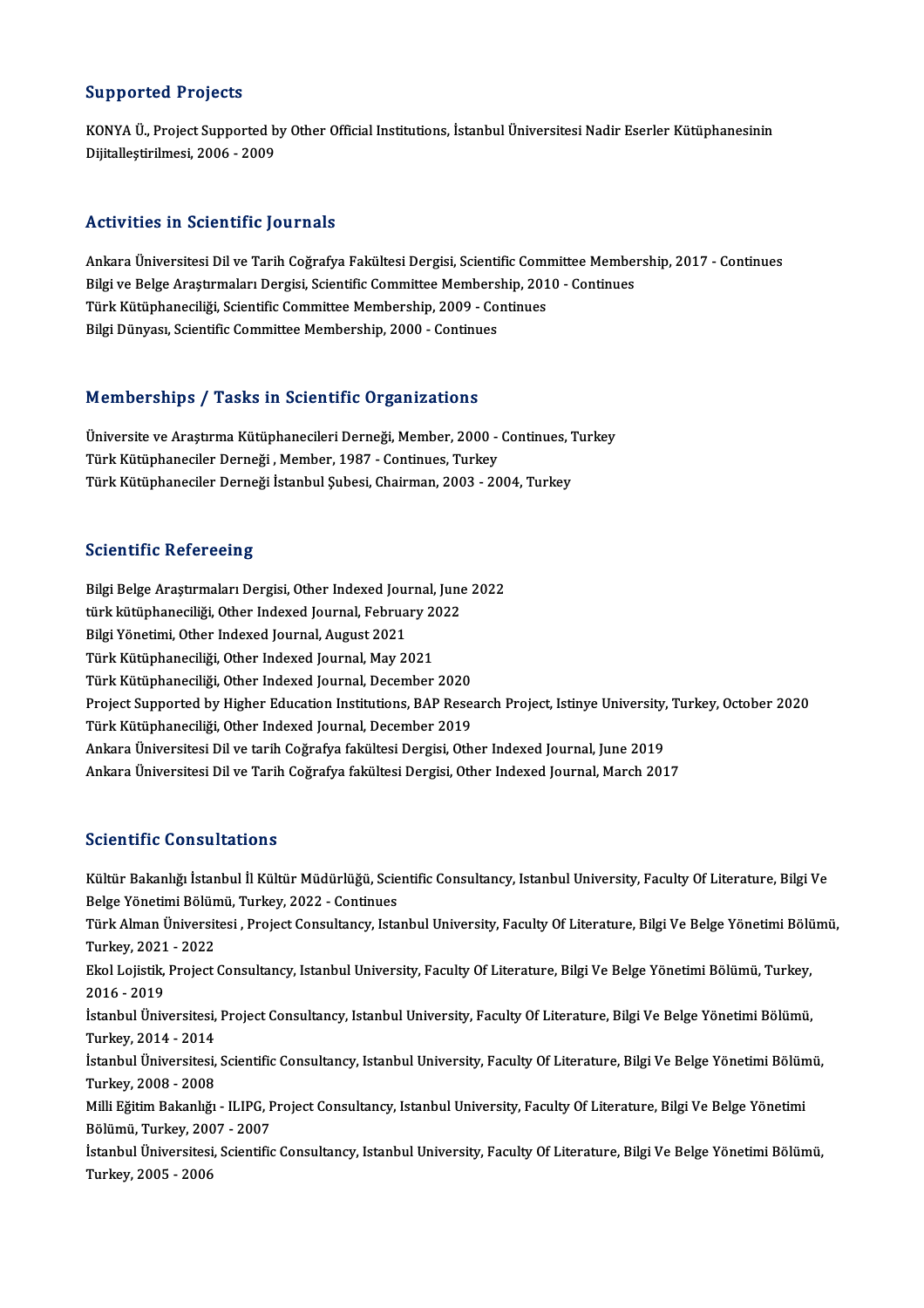## Supported Projects

KONYA Ü., Project Supported by Other Official Institutions, İstanbul Üniversitesi Nadir Eserler Kütüphanesinin Dijitalleştirilmesi, 2006 - 2009

## Activities in Scientific Journals

Ankara Üniversitesi Dil ve Tarih Coğrafya Fakültesi Dergisi, Scientific Committee Membership, 2017 - Continues
Bilgi ve Belge Araştırmaları Dergisi, Scientific Committee Membership, 2010 - Continues
Türk Kütüphaneciliği, Scientific Committee Membership, 2009 - Continues
Bilgi Dünyası, Scientific Committee Membership, 2000 - Continues

## Memberships / Tasks in Scientific Organizations

Üniversite ve Araştırma Kütüphanecileri Derneği, Member, 2000 - Continues, Turkey
Türk Kütüphaneciler Derneği , Member, 1987 - Continues, Turkey
Türk Kütüphaneciler Derneği İstanbul Şubesi, Chairman, 2003 - 2004, Turkey

## Scientific Refereeing

Bilgi Belge Araştırmaları Dergisi, Other Indexed Journal, June 2022
türk kütüphaneciliği, Other Indexed Journal, February 2022
Bilgi Yönetimi, Other Indexed Journal, August 2021
Türk Kütüphaneciliği, Other Indexed Journal, May 2021
Türk Kütüphaneciliği, Other Indexed Journal, December 2020
Project Supported by Higher Education Institutions, BAP Research Project, Istinye University, Turkey, October 2020
Türk Kütüphaneciliği, Other Indexed Journal, December 2019
Ankara Üniversitesi Dil ve tarih Coğrafya fakültesi Dergisi, Other Indexed Journal, June 2019
Ankara Üniversitesi Dil ve Tarih Coğrafya fakültesi Dergisi, Other Indexed Journal, March 2017

## Scientific Consultations

Kültür Bakanlığı İstanbul İl Kültür Müdürlüğü, Scientific Consultancy, Istanbul University, Faculty Of Literature, Bilgi Ve Belge Yönetimi Bölümü, Turkey, 2022 - Continues

Türk Alman Üniversitesi , Project Consultancy, Istanbul University, Faculty Of Literature, Bilgi Ve Belge Yönetimi Bölümü, Turkey, 2021 - 2022

Ekol Lojistik, Project Consultancy, Istanbul University, Faculty Of Literature, Bilgi Ve Belge Yönetimi Bölümü, Turkey, 2016 - 2019

İstanbul Üniversitesi, Project Consultancy, Istanbul University, Faculty Of Literature, Bilgi Ve Belge Yönetimi Bölümü, Turkey, 2014 - 2014

İstanbul Üniversitesi, Scientific Consultancy, Istanbul University, Faculty Of Literature, Bilgi Ve Belge Yönetimi Bölümü, Turkey, 2008 - 2008

Milli Eğitim Bakanlığı - ILIPG, Project Consultancy, Istanbul University, Faculty Of Literature, Bilgi Ve Belge Yönetimi Bölümü, Turkey, 2007 - 2007

İstanbul Üniversitesi, Scientific Consultancy, Istanbul University, Faculty Of Literature, Bilgi Ve Belge Yönetimi Bölümü, Turkey, 2005 - 2006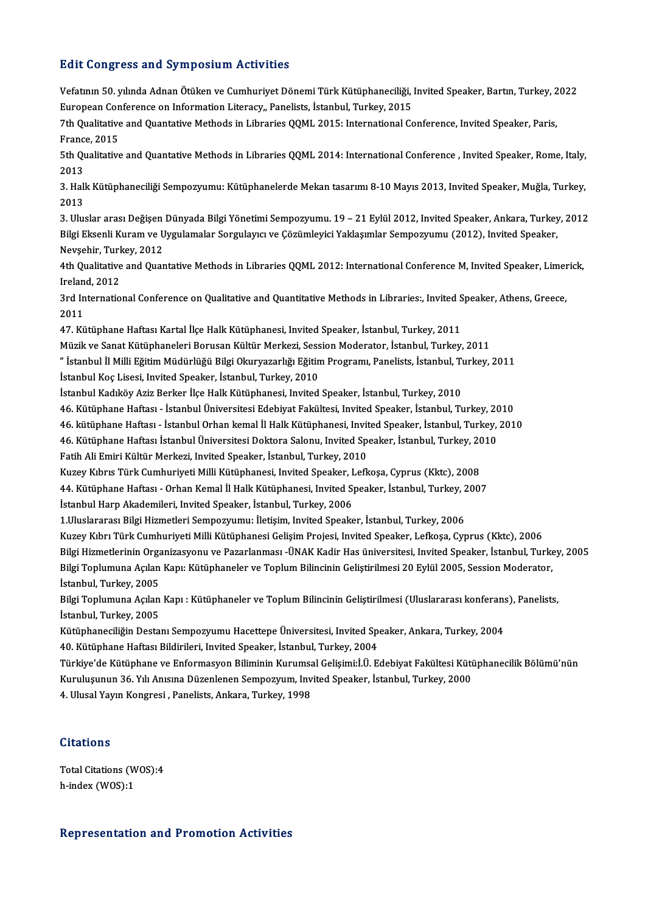## Edit Congress and Symposium Activities

Vefatının 50. yılında Adnan Ötüken ve Cumhuriyet Dönemi Türk Kütüphaneciliği, Invited Speaker, Bartın, Turkey, 2022

European Conference on Information Literacy,, Panelists, İstanbul, Turkey, 2015

7th Qualitative and Quantative Methods in Libraries QQML 2015: International Conference, Invited Speaker, Paris, France, 2015

5th Qualitative and Quantative Methods in Libraries QQML 2014: International Conference , Invited Speaker, Rome, Italy, 2013

3. Halk Kütüphaneciliği Sempozyumu: Kütüphanelerde Mekan tasarımı 8-10 Mayıs 2013, Invited Speaker, Muğla, Turkey, 2013

3. Uluslar arası Değişen Dünyada Bilgi Yönetimi Sempozyumu. 19 – 21 Eylül 2012, Invited Speaker, Ankara, Turkey, 2012

Bilgi Eksenli Kuram ve Uygulamalar Sorgulayıcı ve Çözümleyici Yaklaşımlar Sempozyumu (2012), Invited Speaker, Nevşehir, Turkey, 2012

4th Qualitative and Quantative Methods in Libraries QQML 2012: International Conference M, Invited Speaker, Limerick, Ireland, 2012

3rd International Conference on Qualitative and Quantitative Methods in Libraries:, Invited Speaker, Athens, Greece, 2011

47. Kütüphane Haftası Kartal İlçe Halk Kütüphanesi, Invited Speaker, İstanbul, Turkey, 2011

Müzik ve Sanat Kütüphaneleri Borusan Kültür Merkezi, Session Moderator, İstanbul, Turkey, 2011

" İstanbul İl Milli Eğitim Müdürlüğü Bilgi Okuryazarlığı Eğitim Programı, Panelists, İstanbul, Turkey, 2011

İstanbul Koç Lisesi, Invited Speaker, İstanbul, Turkey, 2010

İstanbul Kadıköy Aziz Berker İlçe Halk Kütüphanesi, Invited Speaker, İstanbul, Turkey, 2010

46. Kütüphane Haftası - İstanbul Üniversitesi Edebiyat Fakültesi, Invited Speaker, İstanbul, Turkey, 2010

46. kütüphane Haftası - İstanbul Orhan kemal İl Halk Kütüphanesi, Invited Speaker, İstanbul, Turkey, 2010

46. Kütüphane Haftası İstanbul Üniversitesi Doktora Salonu, Invited Speaker, İstanbul, Turkey, 2010

Fatih Ali Emiri Kültür Merkezi, Invited Speaker, İstanbul, Turkey, 2010

Kuzey Kıbrıs Türk Cumhuriyeti Milli Kütüphanesi, Invited Speaker, Lefkoşa, Cyprus (Kktc), 2008

44. Kütüphane Haftası - Orhan Kemal İl Halk Kütüphanesi, Invited Speaker, İstanbul, Turkey, 2007

İstanbul Harp Akademileri, Invited Speaker, İstanbul, Turkey, 2006

1.Uluslararası Bilgi Hizmetleri Sempozyumu: İletişim, Invited Speaker, İstanbul, Turkey, 2006

Kuzey Kıbrı Türk Cumhuriyeti Milli Kütüphanesi Gelişim Projesi, Invited Speaker, Lefkoşa, Cyprus (Kktc), 2006

Bilgi Hizmetlerinin Organizasyonu ve Pazarlanması -ÜNAK Kadir Has üniversitesi, Invited Speaker, İstanbul, Turkey, 2005

Bilgi Toplumuna Açılan Kapı: Kütüphaneler ve Toplum Bilincinin Geliştirilmesi 20 Eylül 2005, Session Moderator, İstanbul, Turkey, 2005

Bilgi Toplumuna Açılan Kapı : Kütüphaneler ve Toplum Bilincinin Geliştirilmesi (Uluslararası konferans), Panelists, İstanbul, Turkey, 2005

Kütüphaneciliğin Destanı Sempozyumu Hacettepe Üniversitesi, Invited Speaker, Ankara, Turkey, 2004

40. Kütüphane Haftası Bildirileri, Invited Speaker, İstanbul, Turkey, 2004

Türkiye'de Kütüphane ve Enformasyon Biliminin Kurumsal Gelişimi:İ.Ü. Edebiyat Fakültesi Kütüphanecilik Bölümü'nün Kuruluşunun 36. Yılı Anısına Düzenlenen Sempozyum, Invited Speaker, İstanbul, Turkey, 2000

4. Ulusal Yayın Kongresi , Panelists, Ankara, Turkey, 1998

## Citations

Total Citations (WOS):4

h-index (WOS):1

## Representation and Promotion Activities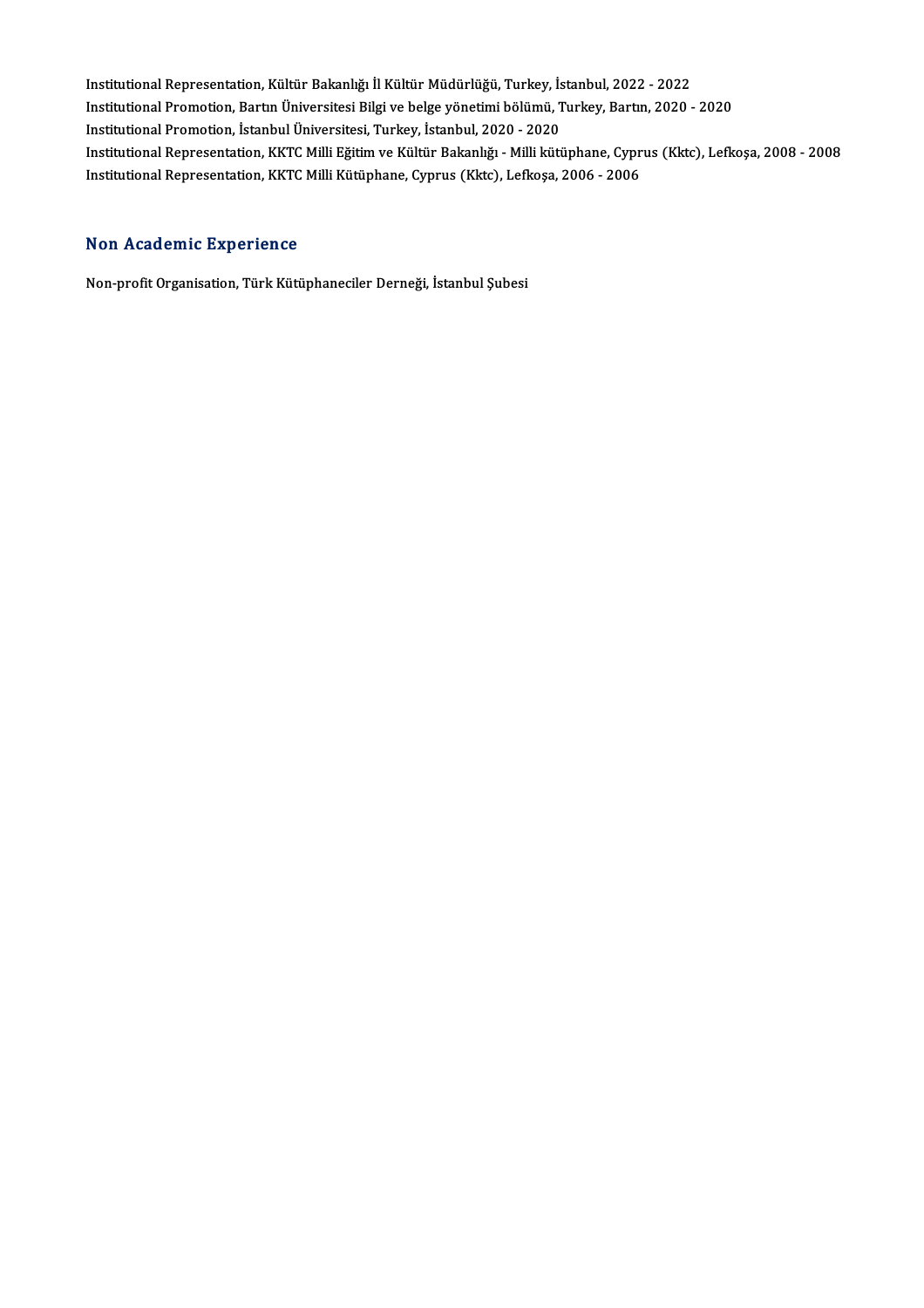Institutional Representation, Kültür Bakanlığı İl Kültür Müdürlüğü, Turkey, İstanbul, 2022 - 2022
Institutional Promotion, Bartın Üniversitesi Bilgi ve belge yönetimi bölümü, Turkey, Bartın, 2020 - 2020
Institutional Promotion, İstanbul Üniversitesi, Turkey, İstanbul, 2020 - 2020
Institutional Representation, KKTC Milli Eğitim ve Kültür Bakanlığı - Milli kütüphane, Cyprus (Kktc), Lefkoşa, 2008 - 2008
Institutional Representation, KKTC Milli Kütüphane, Cyprus (Kktc), Lefkoşa, 2006 - 2006

## Non Academic Experience

Non-profit Organisation, Türk Kütüphaneciler Derneği, İstanbul Şubesi